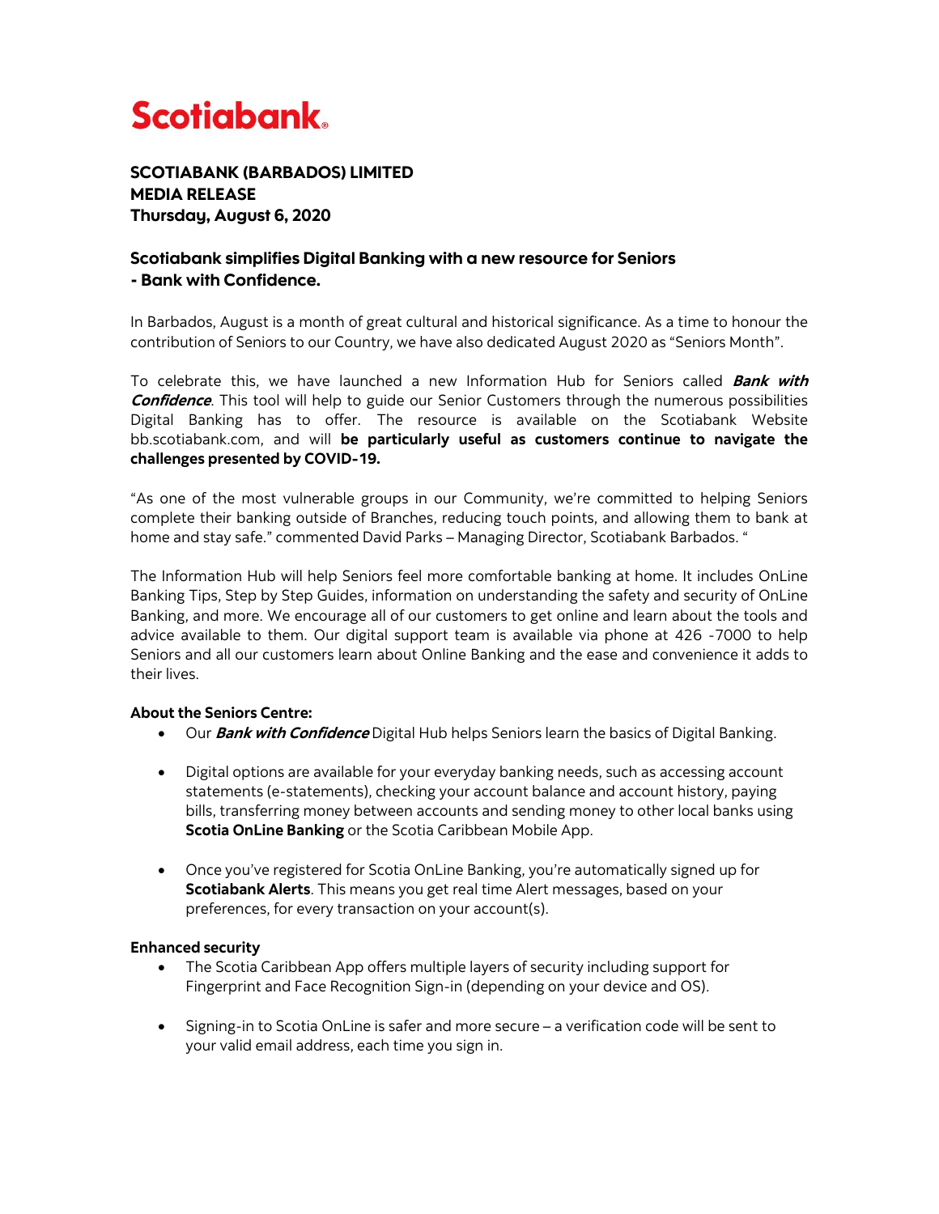# Scotiabank.

**SCOTIABANK (BARBADOS) LIMITED**
**MEDIA RELEASE**
**Thursday, August 6, 2020**

## Scotiabank simplifies Digital Banking with a new resource for Seniors - Bank with Confidence.

In Barbados, August is a month of great cultural and historical significance. As a time to honour the contribution of Seniors to our Country, we have also dedicated August 2020 as "Seniors Month".

To celebrate this, we have launched a new Information Hub for Seniors called ***Bank with Confidence***. This tool will help to guide our Senior Customers through the numerous possibilities Digital Banking has to offer. The resource is available on the Scotiabank Website bb.scotiabank.com, and will **be particularly useful as customers continue to navigate the challenges presented by COVID-19.**

"As one of the most vulnerable groups in our Community, we're committed to helping Seniors complete their banking outside of Branches, reducing touch points, and allowing them to bank at home and stay safe." commented David Parks – Managing Director, Scotiabank Barbados. "

The Information Hub will help Seniors feel more comfortable banking at home. It includes OnLine Banking Tips, Step by Step Guides, information on understanding the safety and security of OnLine Banking, and more. We encourage all of our customers to get online and learn about the tools and advice available to them. Our digital support team is available via phone at 426 -7000 to help Seniors and all our customers learn about Online Banking and the ease and convenience it adds to their lives.

**About the Seniors Centre:**

- Our ***Bank with Confidence*** Digital Hub helps Seniors learn the basics of Digital Banking.
- Digital options are available for your everyday banking needs, such as accessing account statements (e-statements), checking your account balance and account history, paying bills, transferring money between accounts and sending money to other local banks using **Scotia OnLine Banking** or the Scotia Caribbean Mobile App.
- Once you've registered for Scotia OnLine Banking, you're automatically signed up for **Scotiabank Alerts**. This means you get real time Alert messages, based on your preferences, for every transaction on your account(s).

**Enhanced security**

- The Scotia Caribbean App offers multiple layers of security including support for Fingerprint and Face Recognition Sign-in (depending on your device and OS).
- Signing-in to Scotia OnLine is safer and more secure – a verification code will be sent to your valid email address, each time you sign in.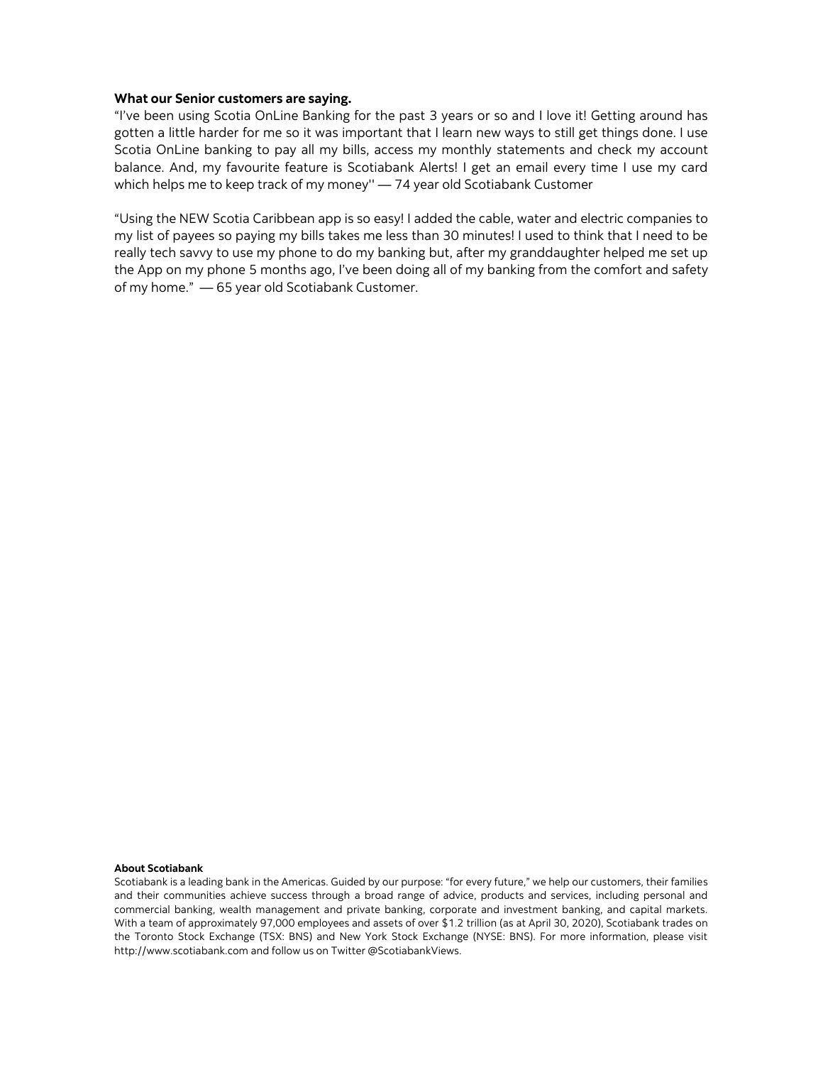**What our Senior customers are saying.**

"I've been using Scotia OnLine Banking for the past 3 years or so and I love it! Getting around has gotten a little harder for me so it was important that I learn new ways to still get things done. I use Scotia OnLine banking to pay all my bills, access my monthly statements and check my account balance. And, my favourite feature is Scotiabank Alerts! I get an email every time I use my card which helps me to keep track of my money'' — 74 year old Scotiabank Customer

"Using the NEW Scotia Caribbean app is so easy! I added the cable, water and electric companies to my list of payees so paying my bills takes me less than 30 minutes! I used to think that I need to be really tech savvy to use my phone to do my banking but, after my granddaughter helped me set up the App on my phone 5 months ago, I've been doing all of my banking from the comfort and safety of my home." — 65 year old Scotiabank Customer.

**About Scotiabank**

Scotiabank is a leading bank in the Americas. Guided by our purpose: "for every future," we help our customers, their families and their communities achieve success through a broad range of advice, products and services, including personal and commercial banking, wealth management and private banking, corporate and investment banking, and capital markets. With a team of approximately 97,000 employees and assets of over $1.2 trillion (as at April 30, 2020), Scotiabank trades on the Toronto Stock Exchange (TSX: BNS) and New York Stock Exchange (NYSE: BNS). For more information, please visit http://www.scotiabank.com and follow us on Twitter @ScotiabankViews.